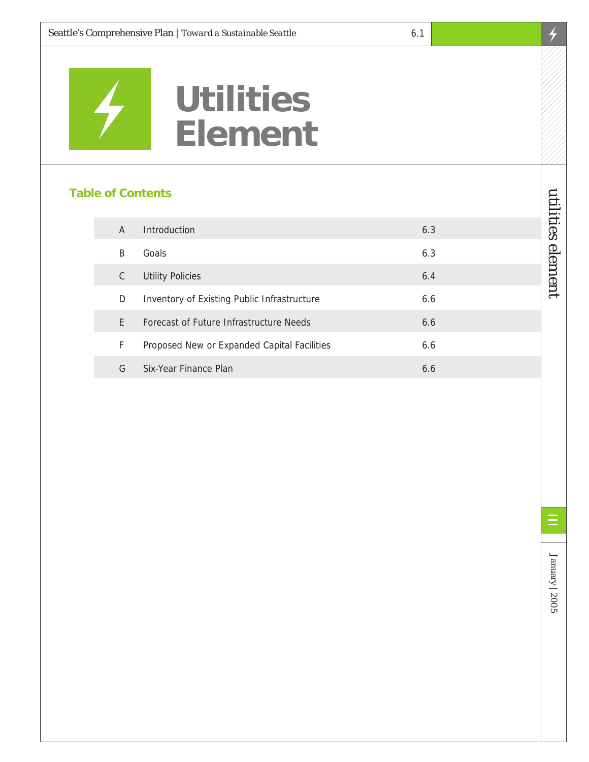# Utilities Element

## Table of Contents

| | | |
|---|---|---|
| A | Introduction | 6.3 |
| B | Goals | 6.3 |
| C | Utility Policies | 6.4 |
| D | Inventory of Existing Public Infrastructure | 6.6 |
| E | Forecast of Future Infrastructure Needs | 6.6 |
| F | Proposed New or Expanded Capital Facilities | 6.6 |
| G | Six-Year Finance Plan | 6.6 |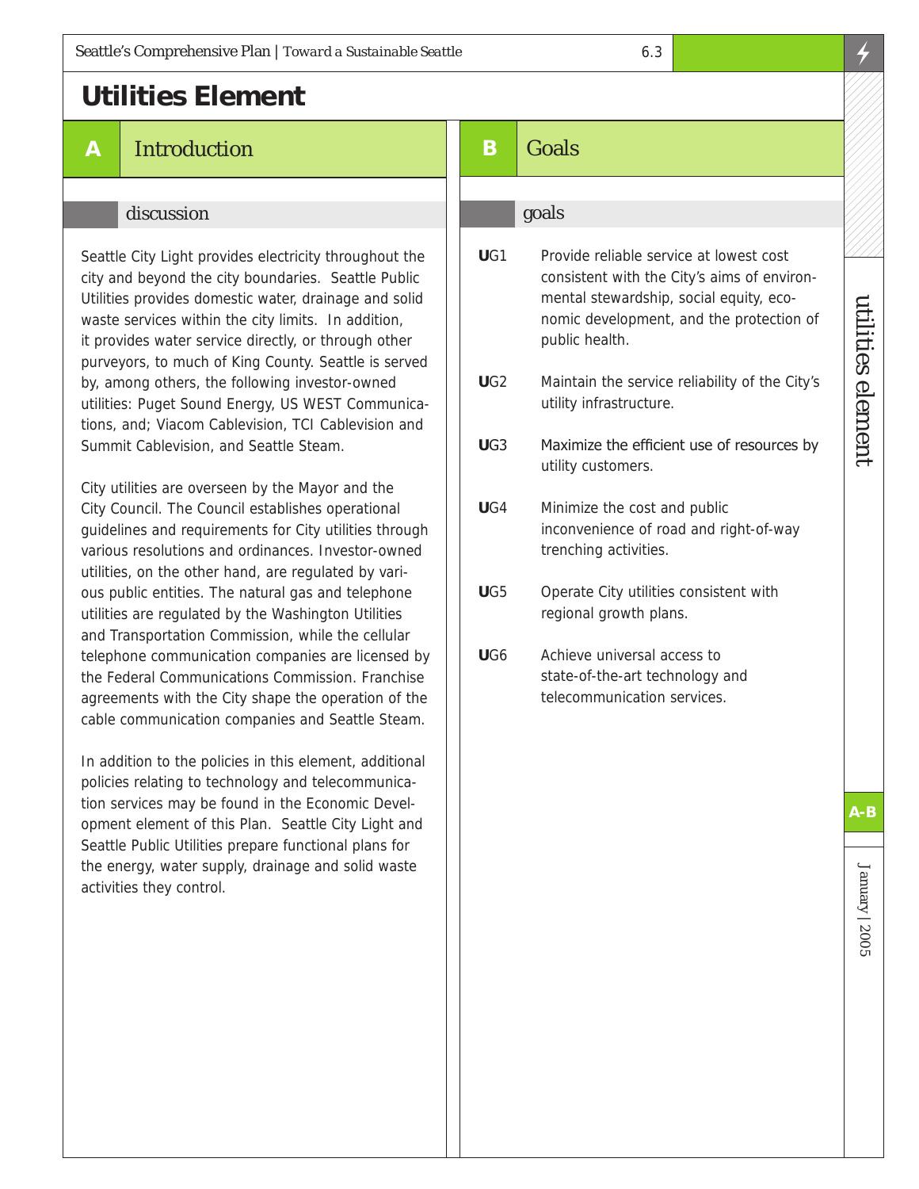# Utilities Element

## A Introduction

### discussion

Seattle City Light provides electricity throughout the city and beyond the city boundaries. Seattle Public Utilities provides domestic water, drainage and solid waste services within the city limits. In addition, it provides water service directly, or through other purveyors, to much of King County. Seattle is served by, among others, the following investor-owned utilities: Puget Sound Energy, US WEST Communications, and; Viacom Cablevision, TCI Cablevision and Summit Cablevision, and Seattle Steam.

City utilities are overseen by the Mayor and the City Council. The Council establishes operational guidelines and requirements for City utilities through various resolutions and ordinances. Investor-owned utilities, on the other hand, are regulated by various public entities. The natural gas and telephone utilities are regulated by the Washington Utilities and Transportation Commission, while the cellular telephone communication companies are licensed by the Federal Communications Commission. Franchise agreements with the City shape the operation of the cable communication companies and Seattle Steam.

In addition to the policies in this element, additional policies relating to technology and telecommunication services may be found in the Economic Development element of this Plan. Seattle City Light and Seattle Public Utilities prepare functional plans for the energy, water supply, drainage and solid waste activities they control.

## B Goals

### goals

**U**G1 Provide reliable service at lowest cost consistent with the City's aims of environmental stewardship, social equity, economic development, and the protection of public health.

**U**G2 Maintain the service reliability of the City's utility infrastructure.

**U**G3 Maximize the efficient use of resources by utility customers.

**U**G4 Minimize the cost and public inconvenience of road and right-of-way trenching activities.

**U**G5 Operate City utilities consistent with regional growth plans.

**U**G6 Achieve universal access to state-of-the-art technology and telecommunication services.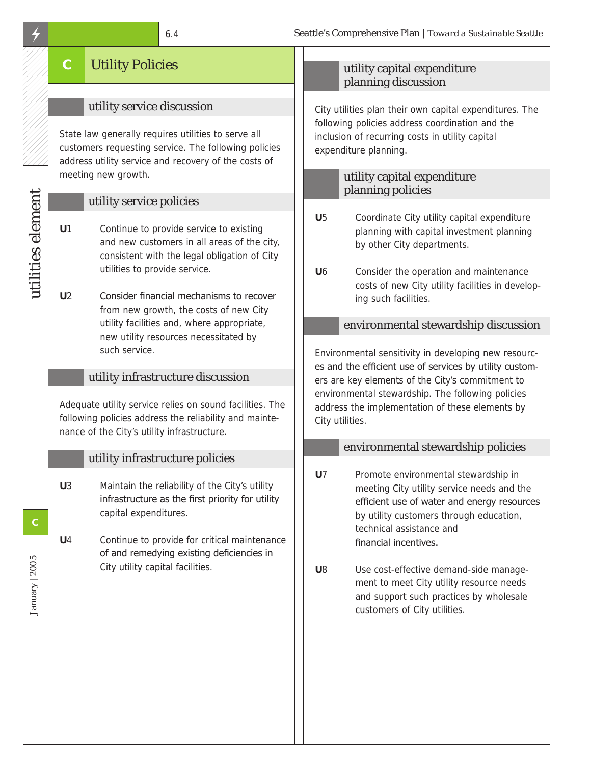## C Utility Policies

### utility service discussion

State law generally requires utilities to serve all customers requesting service. The following policies address utility service and recovery of the costs of meeting new growth.

### utility service policies

**U1** Continue to provide service to existing and new customers in all areas of the city, consistent with the legal obligation of City utilities to provide service.

**U2** Consider financial mechanisms to recover from new growth, the costs of new City utility facilities and, where appropriate, new utility resources necessitated by such service.

### utility infrastructure discussion

Adequate utility service relies on sound facilities. The following policies address the reliability and maintenance of the City's utility infrastructure.

### utility infrastructure policies

**U3** Maintain the reliability of the City's utility infrastructure as the first priority for utility capital expenditures.

**U4** Continue to provide for critical maintenance of and remedying existing deficiencies in City utility capital facilities.

### utility capital expenditure planning discussion

City utilities plan their own capital expenditures. The following policies address coordination and the inclusion of recurring costs in utility capital expenditure planning.

### utility capital expenditure planning policies

**U5** Coordinate City utility capital expenditure planning with capital investment planning by other City departments.

**U6** Consider the operation and maintenance costs of new City utility facilities in developing such facilities.

### environmental stewardship discussion

Environmental sensitivity in developing new resources and the efficient use of services by utility customers are key elements of the City's commitment to environmental stewardship. The following policies address the implementation of these elements by City utilities.

### environmental stewardship policies

**U7** Promote environmental stewardship in meeting City utility service needs and the efficient use of water and energy resources by utility customers through education, technical assistance and financial incentives.

**U8** Use cost-effective demand-side management to meet City utility resource needs and support such practices by wholesale customers of City utilities.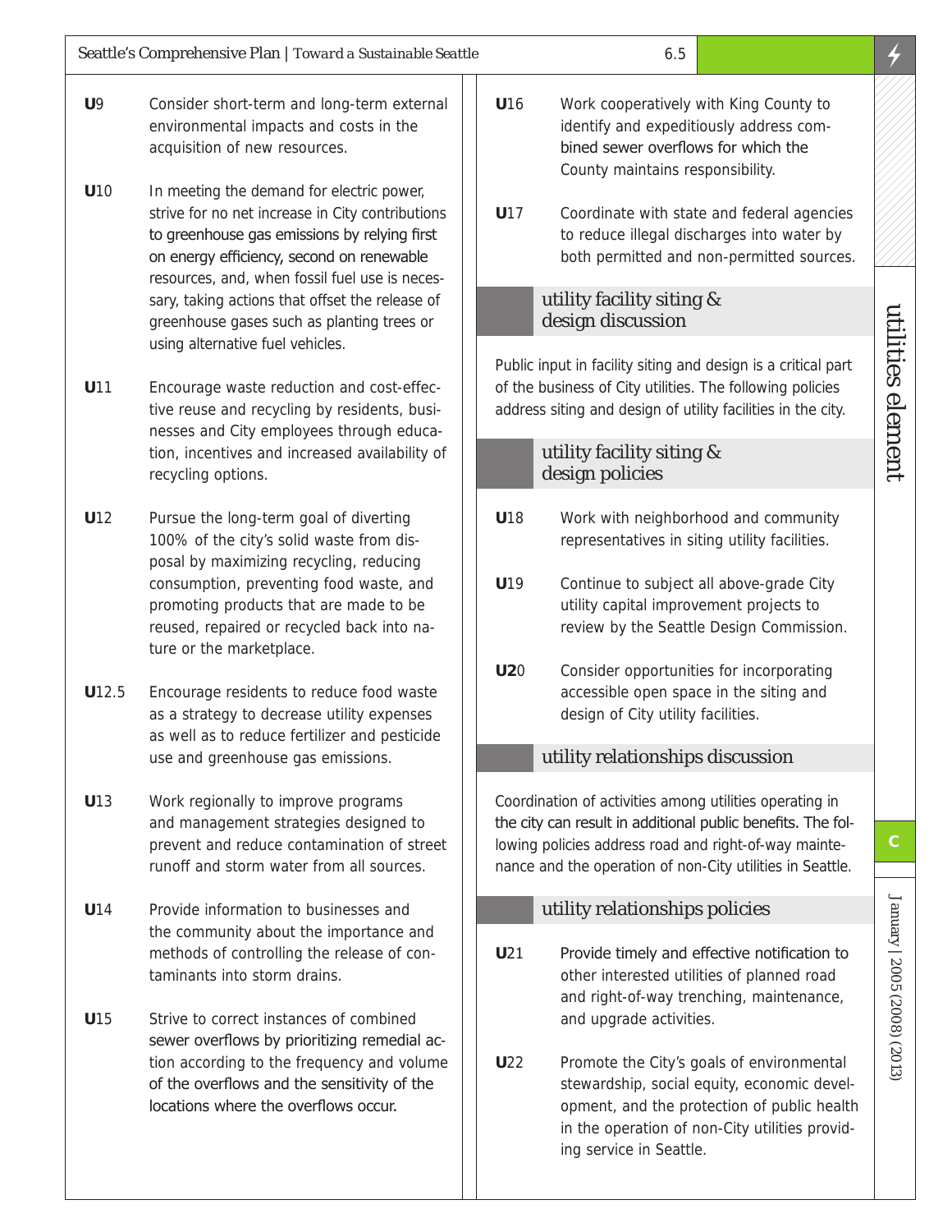**U9** Consider short-term and long-term external environmental impacts and costs in the acquisition of new resources.

**U10** In meeting the demand for electric power, strive for no net increase in City contributions to greenhouse gas emissions by relying first on energy efficiency, second on renewable resources, and, when fossil fuel use is necessary, taking actions that offset the release of greenhouse gases such as planting trees or using alternative fuel vehicles.

**U11** Encourage waste reduction and cost-effective reuse and recycling by residents, businesses and City employees through education, incentives and increased availability of recycling options.

**U12** Pursue the long-term goal of diverting 100% of the city's solid waste from disposal by maximizing recycling, reducing consumption, preventing food waste, and promoting products that are made to be reused, repaired or recycled back into nature or the marketplace.

**U12.5** Encourage residents to reduce food waste as a strategy to decrease utility expenses as well as to reduce fertilizer and pesticide use and greenhouse gas emissions.

**U13** Work regionally to improve programs and management strategies designed to prevent and reduce contamination of street runoff and storm water from all sources.

**U14** Provide information to businesses and the community about the importance and methods of controlling the release of contaminants into storm drains.

**U15** Strive to correct instances of combined sewer overflows by prioritizing remedial action according to the frequency and volume of the overflows and the sensitivity of the locations where the overflows occur.

**U16** Work cooperatively with King County to identify and expeditiously address combined sewer overflows for which the County maintains responsibility.

**U17** Coordinate with state and federal agencies to reduce illegal discharges into water by both permitted and non-permitted sources.

## utility facility siting & design discussion

Public input in facility siting and design is a critical part of the business of City utilities. The following policies address siting and design of utility facilities in the city.

## utility facility siting & design policies

**U18** Work with neighborhood and community representatives in siting utility facilities.

**U19** Continue to subject all above-grade City utility capital improvement projects to review by the Seattle Design Commission.

**U20** Consider opportunities for incorporating accessible open space in the siting and design of City utility facilities.

## utility relationships discussion

Coordination of activities among utilities operating in the city can result in additional public benefits. The following policies address road and right-of-way maintenance and the operation of non-City utilities in Seattle.

## utility relationships policies

**U21** Provide timely and effective notification to other interested utilities of planned road and right-of-way trenching, maintenance, and upgrade activities.

**U22** Promote the City's goals of environmental stewardship, social equity, economic development, and the protection of public health in the operation of non-City utilities providing service in Seattle.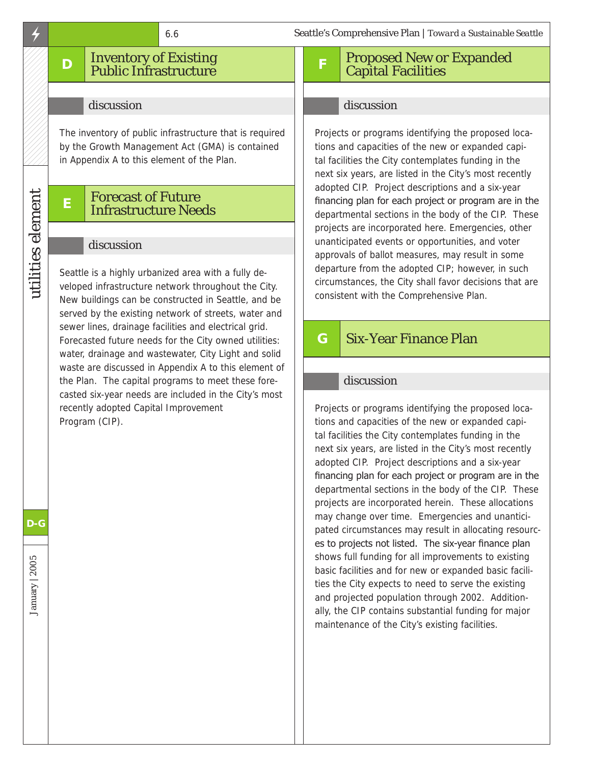## D Inventory of Existing Public Infrastructure

### discussion

The inventory of public infrastructure that is required by the Growth Management Act (GMA) is contained in Appendix A to this element of the Plan.

## E Forecast of Future Infrastructure Needs

### discussion

Seattle is a highly urbanized area with a fully developed infrastructure network throughout the City. New buildings can be constructed in Seattle, and be served by the existing network of streets, water and sewer lines, drainage facilities and electrical grid. Forecasted future needs for the City owned utilities: water, drainage and wastewater, City Light and solid waste are discussed in Appendix A to this element of the Plan. The capital programs to meet these forecasted six-year needs are included in the City's most recently adopted Capital Improvement Program (CIP).

## F Proposed New or Expanded Capital Facilities

### discussion

Projects or programs identifying the proposed locations and capacities of the new or expanded capital facilities the City contemplates funding in the next six years, are listed in the City's most recently adopted CIP. Project descriptions and a six-year financing plan for each project or program are in the departmental sections in the body of the CIP. These projects are incorporated here. Emergencies, other unanticipated events or opportunities, and voter approvals of ballot measures, may result in some departure from the adopted CIP; however, in such circumstances, the City shall favor decisions that are consistent with the Comprehensive Plan.

## G Six-Year Finance Plan

### discussion

Projects or programs identifying the proposed locations and capacities of the new or expanded capital facilities the City contemplates funding in the next six years, are listed in the City's most recently adopted CIP. Project descriptions and a six-year financing plan for each project or program are in the departmental sections in the body of the CIP. These projects are incorporated herein. These allocations may change over time. Emergencies and unanticipated circumstances may result in allocating resources to projects not listed. The six-year finance plan shows full funding for all improvements to existing basic facilities and for new or expanded basic facilities the City expects to need to serve the existing and projected population through 2002. Additionally, the CIP contains substantial funding for major maintenance of the City's existing facilities.